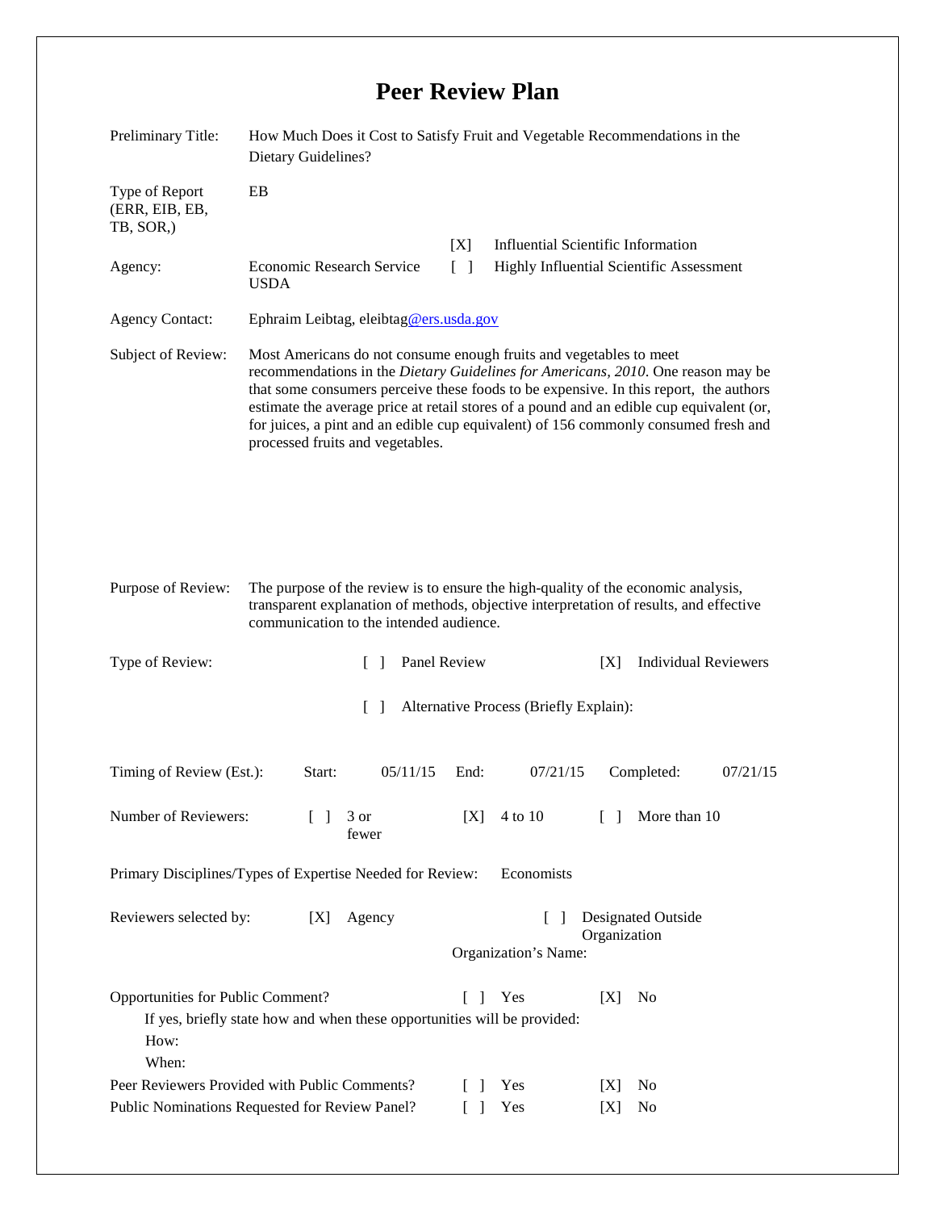# Peer Review Plan

| | |
|---|---|
| Preliminary Title: | How Much Does it Cost to Satisfy Fruit and Vegetable Recommendations in the Dietary Guidelines? |
| Type of Report (ERR, EIB, EB, TB, SOR,) | EB |
| Agency: | Economic Research Service USDA |
| | [X] Influential Scientific Information |
| | [ ] Highly Influential Scientific Assessment |
| Agency Contact: | Ephraim Leibtag, eleibtag@ers.usda.gov |
| Subject of Review: | Most Americans do not consume enough fruits and vegetables to meet recommendations in the *Dietary Guidelines for Americans, 2010*. One reason may be that some consumers perceive these foods to be expensive. In this report, the authors estimate the average price at retail stores of a pound and an edible cup equivalent (or, for juices, a pint and an edible cup equivalent) of 156 commonly consumed fresh and processed fruits and vegetables. |
| Purpose of Review: | The purpose of the review is to ensure the high-quality of the economic analysis, transparent explanation of methods, objective interpretation of results, and effective communication to the intended audience. |

Type of Review: [ ] Panel Review [X] Individual Reviewers

[ ] Alternative Process (Briefly Explain):

Timing of Review (Est.): Start: 05/11/15 End: 07/21/15 Completed: 07/21/15

Number of Reviewers: [ ] 3 or fewer [X] 4 to 10 [ ] More than 10

Primary Disciplines/Types of Expertise Needed for Review: Economists

Reviewers selected by: [X] Agency [ ] Designated Outside Organization

Organization's Name:

Opportunities for Public Comment? [ ] Yes [X] No

If yes, briefly state how and when these opportunities will be provided:

How:

When:

Peer Reviewers Provided with Public Comments? [ ] Yes [X] No

Public Nominations Requested for Review Panel? [ ] Yes [X] No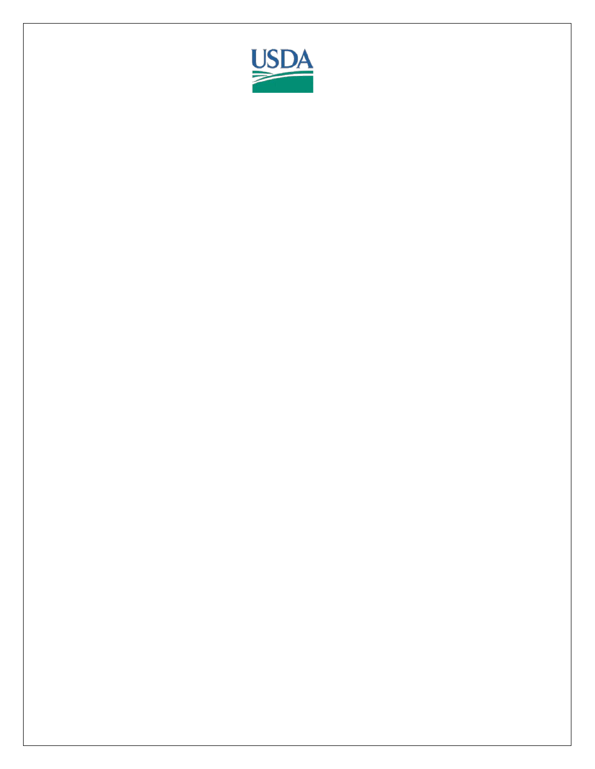USDA